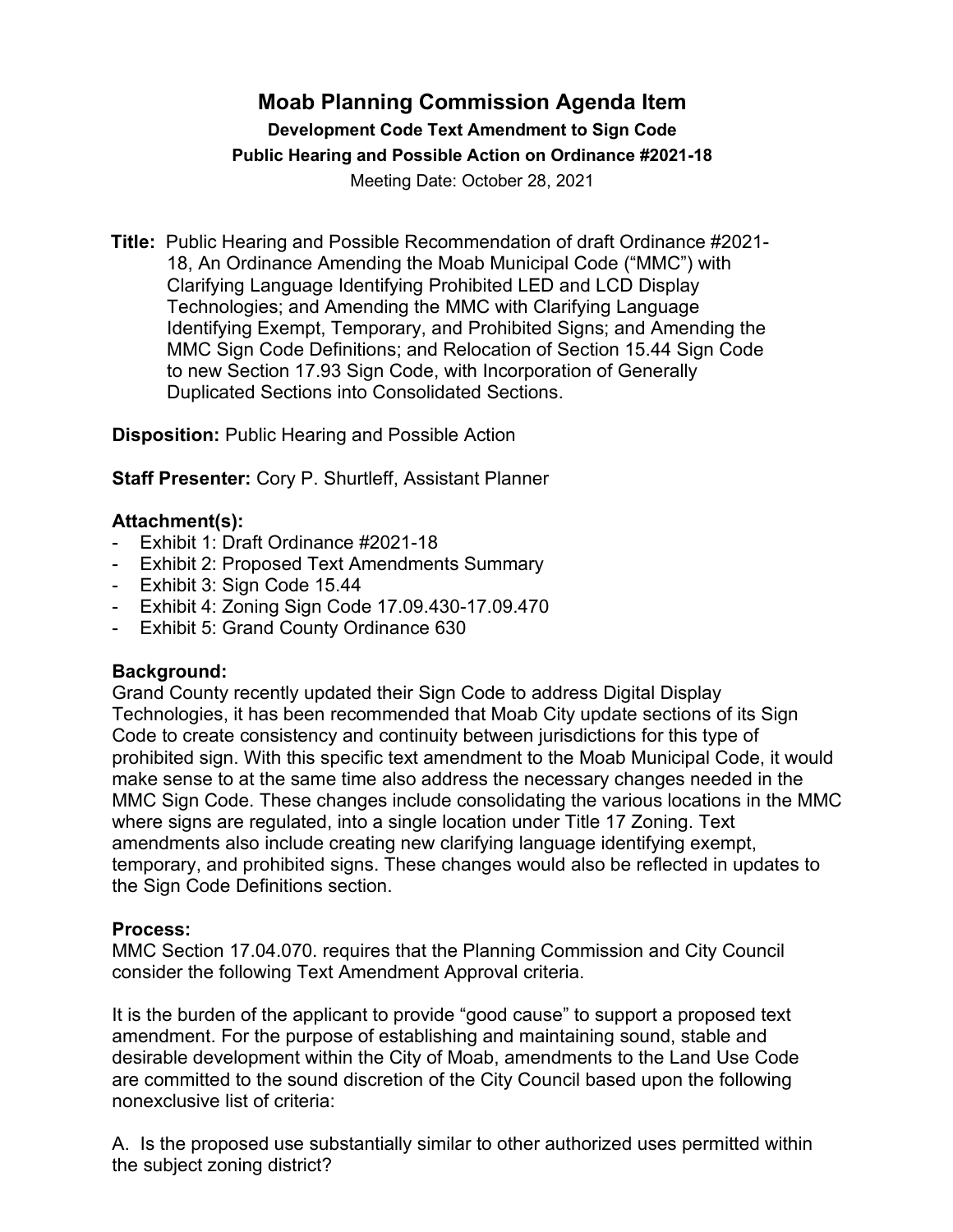# Moab Planning Commission Agenda Item

**Development Code Text Amendment to Sign Code**

**Public Hearing and Possible Action on Ordinance #2021-18**

Meeting Date: October 28, 2021

**Title:** Public Hearing and Possible Recommendation of draft Ordinance #2021-18, An Ordinance Amending the Moab Municipal Code ("MMC") with Clarifying Language Identifying Prohibited LED and LCD Display Technologies; and Amending the MMC with Clarifying Language Identifying Exempt, Temporary, and Prohibited Signs; and Amending the MMC Sign Code Definitions; and Relocation of Section 15.44 Sign Code to new Section 17.93 Sign Code, with Incorporation of Generally Duplicated Sections into Consolidated Sections.

**Disposition:** Public Hearing and Possible Action

**Staff Presenter:** Cory P. Shurtleff, Assistant Planner

### Attachment(s):

- Exhibit 1: Draft Ordinance #2021-18
- Exhibit 2: Proposed Text Amendments Summary
- Exhibit 3: Sign Code 15.44
- Exhibit 4: Zoning Sign Code 17.09.430-17.09.470
- Exhibit 5: Grand County Ordinance 630

### Background:

Grand County recently updated their Sign Code to address Digital Display Technologies, it has been recommended that Moab City update sections of its Sign Code to create consistency and continuity between jurisdictions for this type of prohibited sign. With this specific text amendment to the Moab Municipal Code, it would make sense to at the same time also address the necessary changes needed in the MMC Sign Code. These changes include consolidating the various locations in the MMC where signs are regulated, into a single location under Title 17 Zoning. Text amendments also include creating new clarifying language identifying exempt, temporary, and prohibited signs. These changes would also be reflected in updates to the Sign Code Definitions section.

### Process:

MMC Section 17.04.070. requires that the Planning Commission and City Council consider the following Text Amendment Approval criteria.

It is the burden of the applicant to provide "good cause" to support a proposed text amendment. For the purpose of establishing and maintaining sound, stable and desirable development within the City of Moab, amendments to the Land Use Code are committed to the sound discretion of the City Council based upon the following nonexclusive list of criteria:

A. Is the proposed use substantially similar to other authorized uses permitted within the subject zoning district?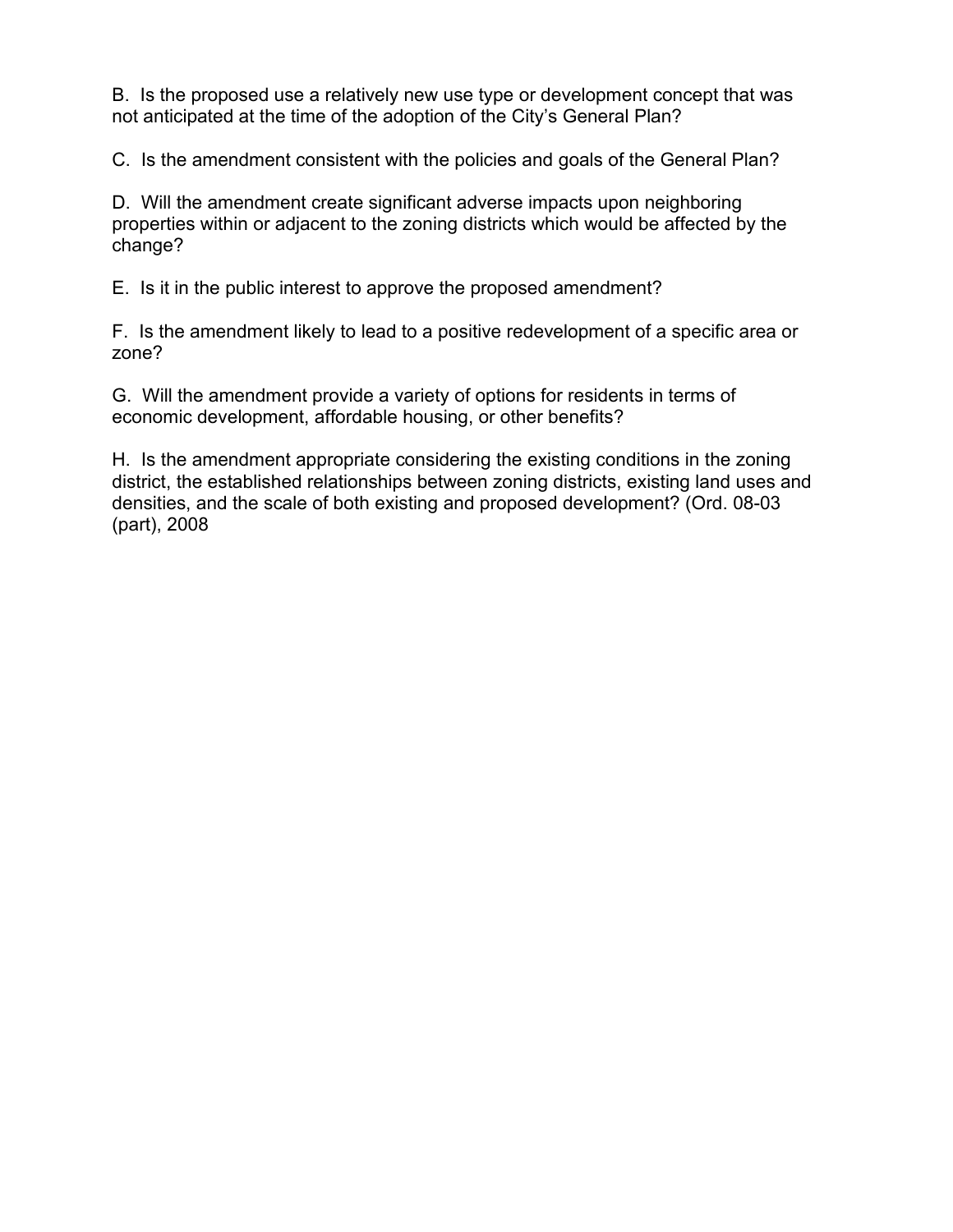B. Is the proposed use a relatively new use type or development concept that was not anticipated at the time of the adoption of the City's General Plan?

C. Is the amendment consistent with the policies and goals of the General Plan?

D. Will the amendment create significant adverse impacts upon neighboring properties within or adjacent to the zoning districts which would be affected by the change?

E. Is it in the public interest to approve the proposed amendment?

F. Is the amendment likely to lead to a positive redevelopment of a specific area or zone?

G. Will the amendment provide a variety of options for residents in terms of economic development, affordable housing, or other benefits?

H. Is the amendment appropriate considering the existing conditions in the zoning district, the established relationships between zoning districts, existing land uses and densities, and the scale of both existing and proposed development? (Ord. 08-03 (part), 2008